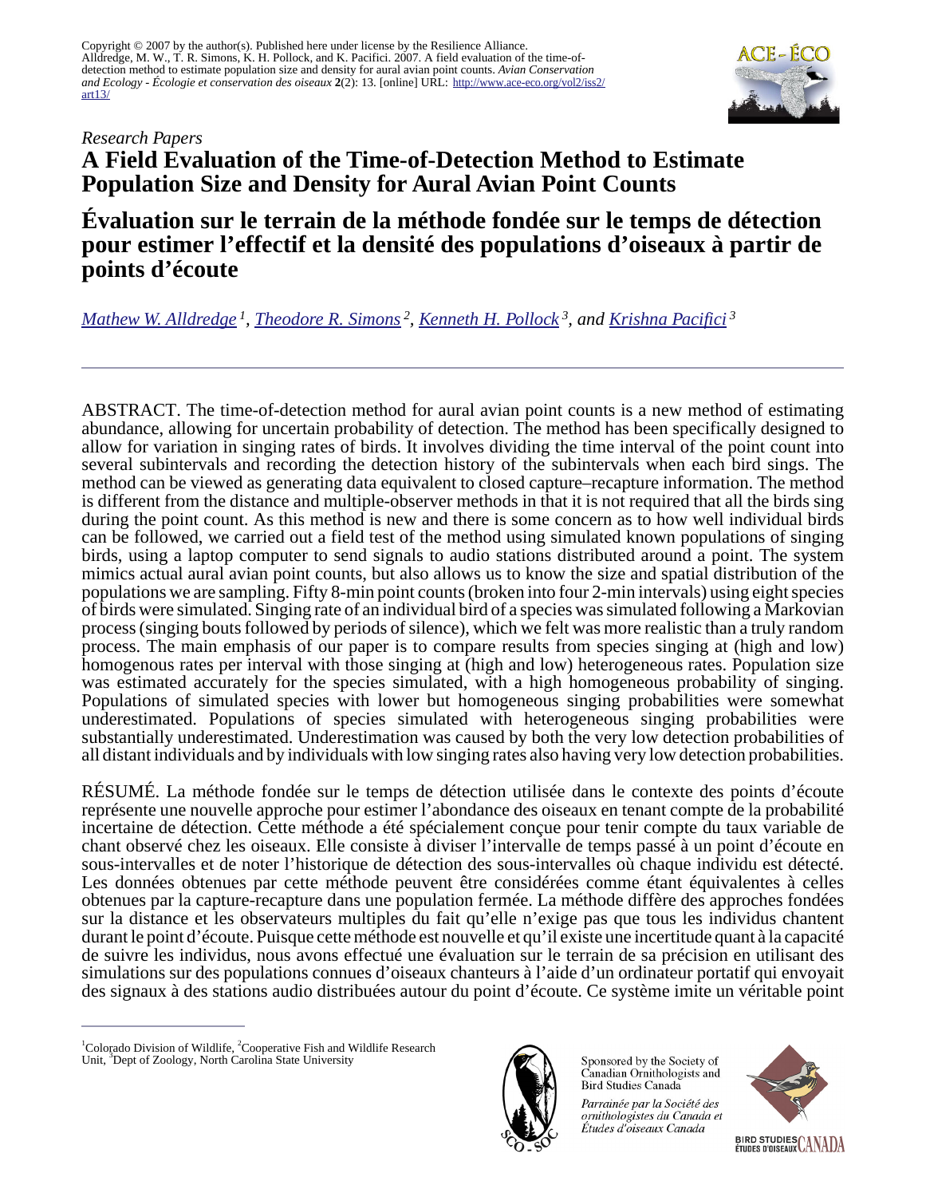Copyright © 2007 by the author(s). Published here under license by the Resilience Alliance.
Alldredge, M. W., T. R. Simons, K. H. Pollock, and K. Pacifici. 2007. A field evaluation of the time-of-detection method to estimate population size and density for aural avian point counts. *Avian Conservation and Ecology - Écologie et conservation des oiseaux* **2**(2): 13. [online] URL: http://www.ace-eco.org/vol2/iss2/art13/

*Research Papers*

# A Field Evaluation of the Time-of-Detection Method to Estimate Population Size and Density for Aural Avian Point Counts

# Évaluation sur le terrain de la méthode fondée sur le temps de détection pour estimer l'effectif et la densité des populations d'oiseaux à partir de points d'écoute

*Mathew W. Alldredge* [1], *Theodore R. Simons* [2], *Kenneth H. Pollock* [3], *and Krishna Pacifici* [3]

---

ABSTRACT. The time-of-detection method for aural avian point counts is a new method of estimating abundance, allowing for uncertain probability of detection. The method has been specifically designed to allow for variation in singing rates of birds. It involves dividing the time interval of the point count into several subintervals and recording the detection history of the subintervals when each bird sings. The method can be viewed as generating data equivalent to closed capture–recapture information. The method is different from the distance and multiple-observer methods in that it is not required that all the birds sing during the point count. As this method is new and there is some concern as to how well individual birds can be followed, we carried out a field test of the method using simulated known populations of singing birds, using a laptop computer to send signals to audio stations distributed around a point. The system mimics actual aural avian point counts, but also allows us to know the size and spatial distribution of the populations we are sampling. Fifty 8-min point counts (broken into four 2-min intervals) using eight species of birds were simulated. Singing rate of an individual bird of a species was simulated following a Markovian process (singing bouts followed by periods of silence), which we felt was more realistic than a truly random process. The main emphasis of our paper is to compare results from species singing at (high and low) homogenous rates per interval with those singing at (high and low) heterogeneous rates. Population size was estimated accurately for the species simulated, with a high homogeneous probability of singing. Populations of simulated species with lower but homogeneous singing probabilities were somewhat underestimated. Populations of species simulated with heterogeneous singing probabilities were substantially underestimated. Underestimation was caused by both the very low detection probabilities of all distant individuals and by individuals with low singing rates also having very low detection probabilities.

RÉSUMÉ. La méthode fondée sur le temps de détection utilisée dans le contexte des points d'écoute représente une nouvelle approche pour estimer l'abondance des oiseaux en tenant compte de la probabilité incertaine de détection. Cette méthode a été spécialement conçue pour tenir compte du taux variable de chant observé chez les oiseaux. Elle consiste à diviser l'intervalle de temps passé à un point d'écoute en sous-intervalles et de noter l'historique de détection des sous-intervalles où chaque individu est détecté. Les données obtenues par cette méthode peuvent être considérées comme étant équivalentes à celles obtenues par la capture-recapture dans une population fermée. La méthode diffère des approches fondées sur la distance et les observateurs multiples du fait qu'elle n'exige pas que tous les individus chantent durant le point d'écoute. Puisque cette méthode est nouvelle et qu'il existe une incertitude quant à la capacité de suivre les individus, nous avons effectué une évaluation sur le terrain de sa précision en utilisant des simulations sur des populations connues d'oiseaux chanteurs à l'aide d'un ordinateur portatif qui envoyait des signaux à des stations audio distribuées autour du point d'écoute. Ce système imite un véritable point

---

[1] Colorado Division of Wildlife, [2] Cooperative Fish and Wildlife Research Unit, [3] Dept of Zoology, North Carolina State University

Sponsored by the Society of Canadian Ornithologists and Bird Studies Canada

*Parrainée par la Société des ornithologistes du Canada et Études d'oiseaux Canada*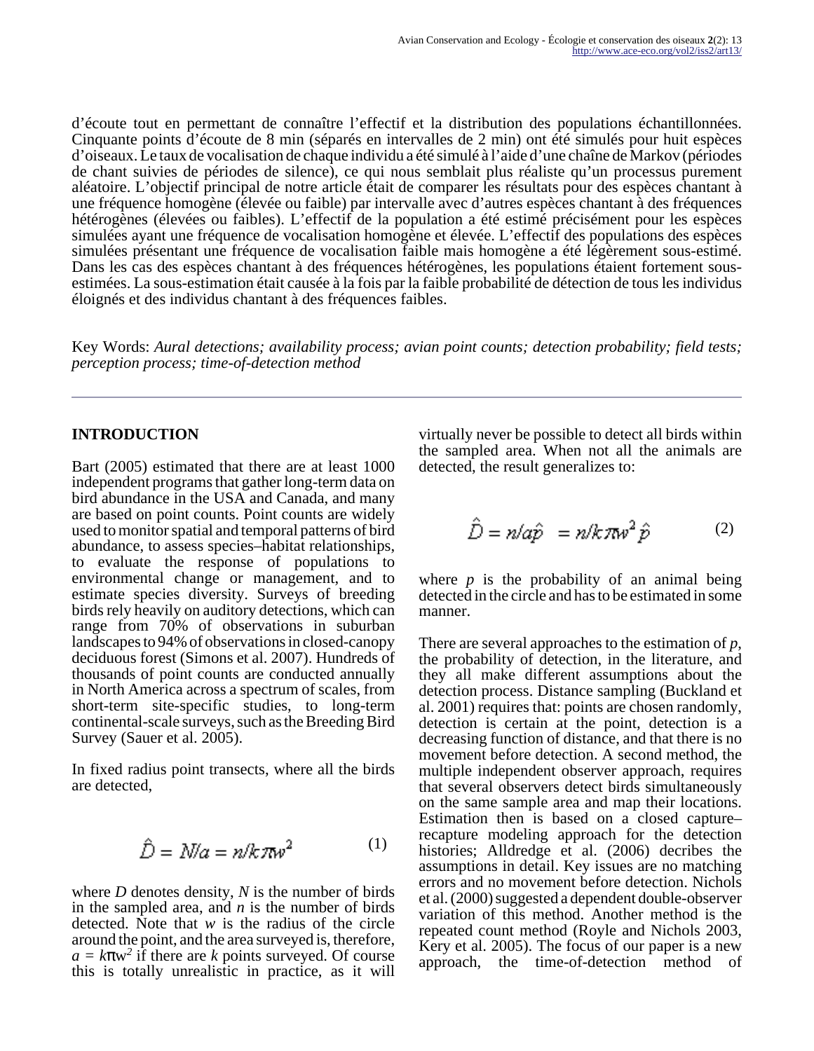d'écoute tout en permettant de connaître l'effectif et la distribution des populations échantillonnées. Cinquante points d'écoute de 8 min (séparés en intervalles de 2 min) ont été simulés pour huit espèces d'oiseaux. Le taux de vocalisation de chaque individu a été simulé à l'aide d'une chaîne de Markov (périodes de chant suivies de périodes de silence), ce qui nous semblait plus réaliste qu'un processus purement aléatoire. L'objectif principal de notre article était de comparer les résultats pour des espèces chantant à une fréquence homogène (élevée ou faible) par intervalle avec d'autres espèces chantant à des fréquences hétérogènes (élevées ou faibles). L'effectif de la population a été estimé précisément pour les espèces simulées ayant une fréquence de vocalisation homogène et élevée. L'effectif des populations des espèces simulées présentant une fréquence de vocalisation faible mais homogène a été légèrement sous-estimé. Dans les cas des espèces chantant à des fréquences hétérogènes, les populations étaient fortement sous-estimées. La sous-estimation était causée à la fois par la faible probabilité de détection de tous les individus éloignés et des individus chantant à des fréquences faibles.

Key Words: *Aural detections; availability process; avian point counts; detection probability; field tests; perception process; time-of-detection method*

## INTRODUCTION

Bart (2005) estimated that there are at least 1000 independent programs that gather long-term data on bird abundance in the USA and Canada, and many are based on point counts. Point counts are widely used to monitor spatial and temporal patterns of bird abundance, to assess species–habitat relationships, to evaluate the response of populations to environmental change or management, and to estimate species diversity. Surveys of breeding birds rely heavily on auditory detections, which can range from 70% of observations in suburban landscapes to 94% of observations in closed-canopy deciduous forest (Simons et al. 2007). Hundreds of thousands of point counts are conducted annually in North America across a spectrum of scales, from short-term site-specific studies, to long-term continental-scale surveys, such as the Breeding Bird Survey (Sauer et al. 2005).

In fixed radius point transects, where all the birds are detected,

$$\hat{D} = N/a = n/k\pi w^2 \qquad (1)$$

where $D$ denotes density, $N$ is the number of birds in the sampled area, and $n$ is the number of birds detected. Note that $w$ is the radius of the circle around the point, and the area surveyed is, therefore, $a = k\pi w^2$ if there are $k$ points surveyed. Of course this is totally unrealistic in practice, as it will virtually never be possible to detect all birds within the sampled area. When not all the animals are detected, the result generalizes to:

$$\hat{D} = n/a\hat{p} = n/k\pi w^2 \hat{p} \qquad (2)$$

where $p$ is the probability of an animal being detected in the circle and has to be estimated in some manner.

There are several approaches to the estimation of $p$, the probability of detection, in the literature, and they all make different assumptions about the detection process. Distance sampling (Buckland et al. 2001) requires that: points are chosen randomly, detection is certain at the point, detection is a decreasing function of distance, and that there is no movement before detection. A second method, the multiple independent observer approach, requires that several observers detect birds simultaneously on the same sample area and map their locations. Estimation then is based on a closed capture–recapture modeling approach for the detection histories; Alldredge et al. (2006) decribes the assumptions in detail. Key issues are no matching errors and no movement before detection. Nichols et al. (2000) suggested a dependent double-observer variation of this method. Another method is the repeated count method (Royle and Nichols 2003, Kery et al. 2005). The focus of our paper is a new approach, the time-of-detection method of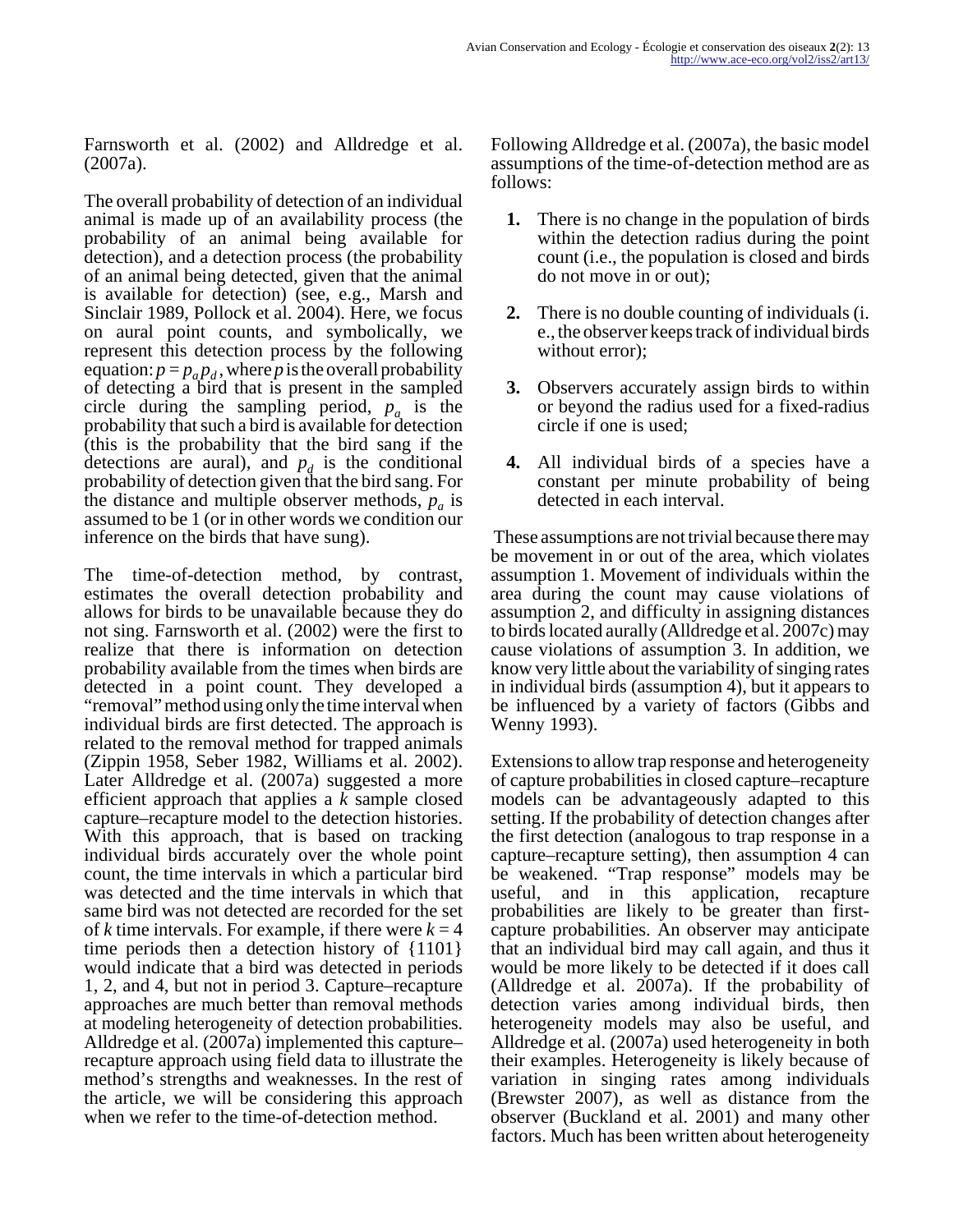Farnsworth et al. (2002) and Alldredge et al. (2007a).

The overall probability of detection of an individual animal is made up of an availability process (the probability of an animal being available for detection), and a detection process (the probability of an animal being detected, given that the animal is available for detection) (see, e.g., Marsh and Sinclair 1989, Pollock et al. 2004). Here, we focus on aural point counts, and symbolically, we represent this detection process by the following equation: $p = p_a p_d$, where $p$ is the overall probability of detecting a bird that is present in the sampled circle during the sampling period, $p_a$ is the probability that such a bird is available for detection (this is the probability that the bird sang if the detections are aural), and $p_d$ is the conditional probability of detection given that the bird sang. For the distance and multiple observer methods, $p_a$ is assumed to be 1 (or in other words we condition our inference on the birds that have sung).

The time-of-detection method, by contrast, estimates the overall detection probability and allows for birds to be unavailable because they do not sing. Farnsworth et al. (2002) were the first to realize that there is information on detection probability available from the times when birds are detected in a point count. They developed a "removal" method using only the time interval when individual birds are first detected. The approach is related to the removal method for trapped animals (Zippin 1958, Seber 1982, Williams et al. 2002). Later Alldredge et al. (2007a) suggested a more efficient approach that applies a $k$ sample closed capture–recapture model to the detection histories. With this approach, that is based on tracking individual birds accurately over the whole point count, the time intervals in which a particular bird was detected and the time intervals in which that same bird was not detected are recorded for the set of $k$ time intervals. For example, if there were $k = 4$ time periods then a detection history of {1101} would indicate that a bird was detected in periods 1, 2, and 4, but not in period 3. Capture–recapture approaches are much better than removal methods at modeling heterogeneity of detection probabilities. Alldredge et al. (2007a) implemented this capture–recapture approach using field data to illustrate the method's strengths and weaknesses. In the rest of the article, we will be considering this approach when we refer to the time-of-detection method.

Following Alldredge et al. (2007a), the basic model assumptions of the time-of-detection method are as follows:

1. There is no change in the population of birds within the detection radius during the point count (i.e., the population is closed and birds do not move in or out);

2. There is no double counting of individuals (i. e., the observer keeps track of individual birds without error);

3. Observers accurately assign birds to within or beyond the radius used for a fixed-radius circle if one is used;

4. All individual birds of a species have a constant per minute probability of being detected in each interval.

These assumptions are not trivial because there may be movement in or out of the area, which violates assumption 1. Movement of individuals within the area during the count may cause violations of assumption 2, and difficulty in assigning distances to birds located aurally (Alldredge et al. 2007c) may cause violations of assumption 3. In addition, we know very little about the variability of singing rates in individual birds (assumption 4), but it appears to be influenced by a variety of factors (Gibbs and Wenny 1993).

Extensions to allow trap response and heterogeneity of capture probabilities in closed capture–recapture models can be advantageously adapted to this setting. If the probability of detection changes after the first detection (analogous to trap response in a capture–recapture setting), then assumption 4 can be weakened. "Trap response" models may be useful, and in this application, recapture probabilities are likely to be greater than first-capture probabilities. An observer may anticipate that an individual bird may call again, and thus it would be more likely to be detected if it does call (Alldredge et al. 2007a). If the probability of detection varies among individual birds, then heterogeneity models may also be useful, and Alldredge et al. (2007a) used heterogeneity in both their examples. Heterogeneity is likely because of variation in singing rates among individuals (Brewster 2007), as well as distance from the observer (Buckland et al. 2001) and many other factors. Much has been written about heterogeneity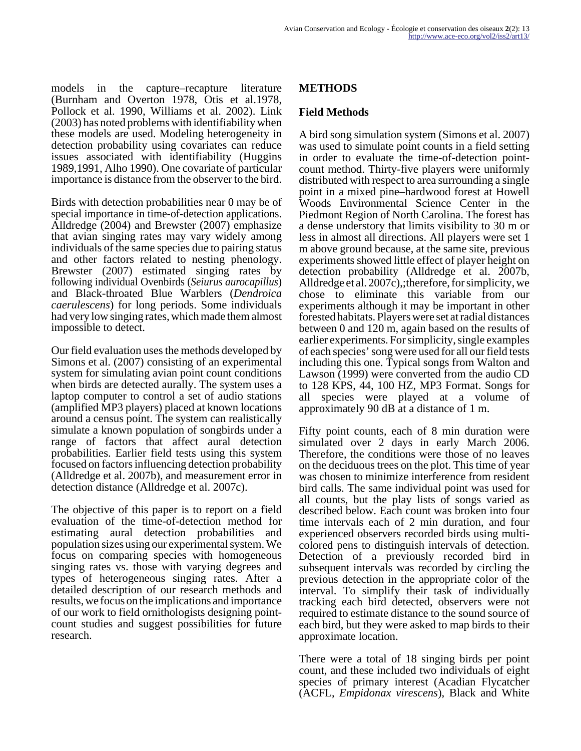models in the capture–recapture literature (Burnham and Overton 1978, Otis et al.1978, Pollock et al. 1990, Williams et al. 2002). Link (2003) has noted problems with identifiability when these models are used. Modeling heterogeneity in detection probability using covariates can reduce issues associated with identifiability (Huggins 1989,1991, Alho 1990). One covariate of particular importance is distance from the observer to the bird.

Birds with detection probabilities near 0 may be of special importance in time-of-detection applications. Alldredge (2004) and Brewster (2007) emphasize that avian singing rates may vary widely among individuals of the same species due to pairing status and other factors related to nesting phenology. Brewster (2007) estimated singing rates by following individual Ovenbirds (*Seiurus aurocapillus*) and Black-throated Blue Warblers (*Dendroica caerulescens*) for long periods. Some individuals had very low singing rates, which made them almost impossible to detect.

Our field evaluation uses the methods developed by Simons et al. (2007) consisting of an experimental system for simulating avian point count conditions when birds are detected aurally. The system uses a laptop computer to control a set of audio stations (amplified MP3 players) placed at known locations around a census point. The system can realistically simulate a known population of songbirds under a range of factors that affect aural detection probabilities. Earlier field tests using this system focused on factors influencing detection probability (Alldredge et al. 2007b), and measurement error in detection distance (Alldredge et al. 2007c).

The objective of this paper is to report on a field evaluation of the time-of-detection method for estimating aural detection probabilities and population sizes using our experimental system. We focus on comparing species with homogeneous singing rates vs. those with varying degrees and types of heterogeneous singing rates. After a detailed description of our research methods and results, we focus on the implications and importance of our work to field ornithologists designing point-count studies and suggest possibilities for future research.

## METHODS

### Field Methods

A bird song simulation system (Simons et al. 2007) was used to simulate point counts in a field setting in order to evaluate the time-of-detection point-count method. Thirty-five players were uniformly distributed with respect to area surrounding a single point in a mixed pine–hardwood forest at Howell Woods Environmental Science Center in the Piedmont Region of North Carolina. The forest has a dense understory that limits visibility to 30 m or less in almost all directions. All players were set 1 m above ground because, at the same site, previous experiments showed little effect of player height on detection probability (Alldredge et al. 2007b, Alldredge et al. 2007c),;therefore, for simplicity, we chose to eliminate this variable from our experiments although it may be important in other forested habitats. Players were set at radial distances between 0 and 120 m, again based on the results of earlier experiments. For simplicity, single examples of each species' song were used for all our field tests including this one. Typical songs from Walton and Lawson (1999) were converted from the audio CD to 128 KPS, 44, 100 HZ, MP3 Format. Songs for all species were played at a volume of approximately 90 dB at a distance of 1 m.

Fifty point counts, each of 8 min duration were simulated over 2 days in early March 2006. Therefore, the conditions were those of no leaves on the deciduous trees on the plot. This time of year was chosen to minimize interference from resident bird calls. The same individual point was used for all counts, but the play lists of songs varied as described below. Each count was broken into four time intervals each of 2 min duration, and four experienced observers recorded birds using multi-colored pens to distinguish intervals of detection. Detection of a previously recorded bird in subsequent intervals was recorded by circling the previous detection in the appropriate color of the interval. To simplify their task of individually tracking each bird detected, observers were not required to estimate distance to the sound source of each bird, but they were asked to map birds to their approximate location.

There were a total of 18 singing birds per point count, and these included two individuals of eight species of primary interest (Acadian Flycatcher (ACFL, *Empidonax virescens*), Black and White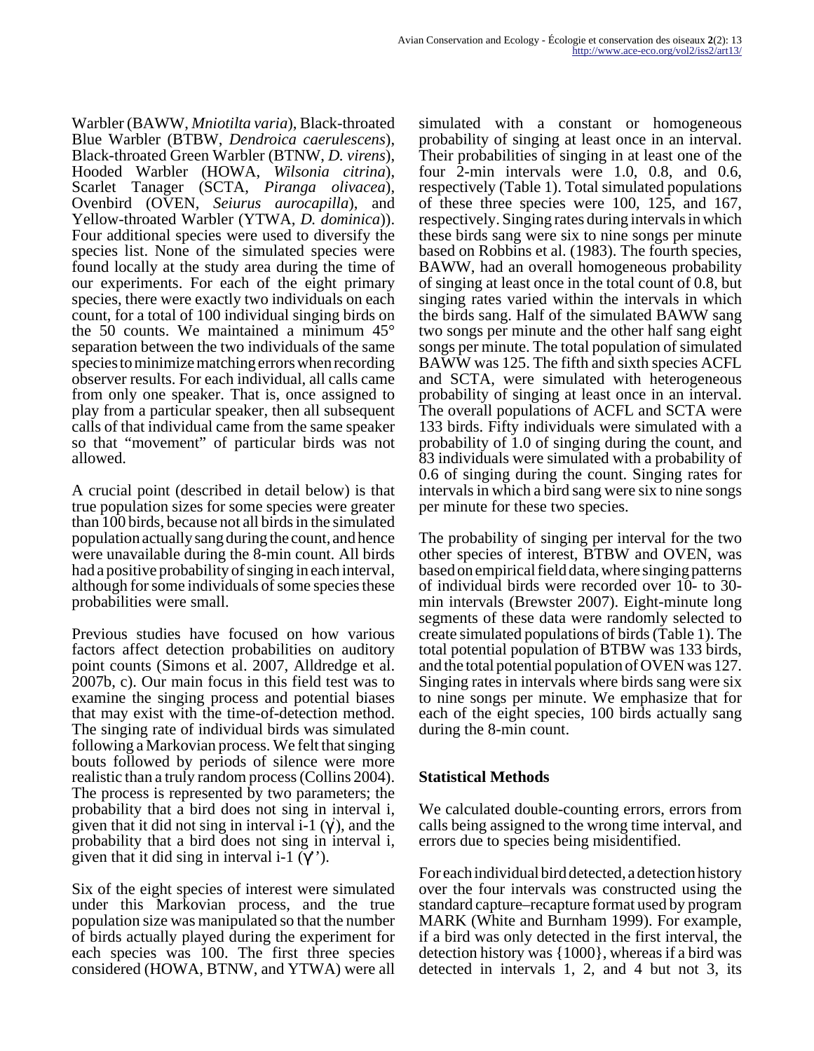Warbler (BAWW, *Mniotilta varia*), Black-throated Blue Warbler (BTBW, *Dendroica caerulescens*), Black-throated Green Warbler (BTNW, *D. virens*), Hooded Warbler (HOWA, *Wilsonia citrina*), Scarlet Tanager (SCTA, *Piranga olivacea*), Ovenbird (OVEN, *Seiurus aurocapilla*), and Yellow-throated Warbler (YTWA, *D. dominica*)). Four additional species were used to diversify the species list. None of the simulated species were found locally at the study area during the time of our experiments. For each of the eight primary species, there were exactly two individuals on each count, for a total of 100 individual singing birds on the 50 counts. We maintained a minimum 45° separation between the two individuals of the same species to minimize matching errors when recording observer results. For each individual, all calls came from only one speaker. That is, once assigned to play from a particular speaker, then all subsequent calls of that individual came from the same speaker so that "movement" of particular birds was not allowed.

A crucial point (described in detail below) is that true population sizes for some species were greater than 100 birds, because not all birds in the simulated population actually sang during the count, and hence were unavailable during the 8-min count. All birds had a positive probability of singing in each interval, although for some individuals of some species these probabilities were small.

Previous studies have focused on how various factors affect detection probabilities on auditory point counts (Simons et al. 2007, Alldredge et al. 2007b, c). Our main focus in this field test was to examine the singing process and potential biases that may exist with the time-of-detection method. The singing rate of individual birds was simulated following a Markovian process. We felt that singing bouts followed by periods of silence were more realistic than a truly random process (Collins 2004). The process is represented by two parameters; the probability that a bird does not sing in interval i, given that it did not sing in interval i-1 ($\gamma$), and the probability that a bird does not sing in interval i, given that it did sing in interval i-1 ($\gamma'$).

Six of the eight species of interest were simulated under this Markovian process, and the true population size was manipulated so that the number of birds actually played during the experiment for each species was 100. The first three species considered (HOWA, BTNW, and YTWA) were all simulated with a constant or homogeneous probability of singing at least once in an interval. Their probabilities of singing in at least one of the four 2-min intervals were 1.0, 0.8, and 0.6, respectively (Table 1). Total simulated populations of these three species were 100, 125, and 167, respectively. Singing rates during intervals in which these birds sang were six to nine songs per minute based on Robbins et al. (1983). The fourth species, BAWW, had an overall homogeneous probability of singing at least once in the total count of 0.8, but singing rates varied within the intervals in which the birds sang. Half of the simulated BAWW sang two songs per minute and the other half sang eight songs per minute. The total population of simulated BAWW was 125. The fifth and sixth species ACFL and SCTA, were simulated with heterogeneous probability of singing at least once in an interval. The overall populations of ACFL and SCTA were 133 birds. Fifty individuals were simulated with a probability of 1.0 of singing during the count, and 83 individuals were simulated with a probability of 0.6 of singing during the count. Singing rates for intervals in which a bird sang were six to nine songs per minute for these two species.

The probability of singing per interval for the two other species of interest, BTBW and OVEN, was based on empirical field data, where singing patterns of individual birds were recorded over 10- to 30-min intervals (Brewster 2007). Eight-minute long segments of these data were randomly selected to create simulated populations of birds (Table 1). The total potential population of BTBW was 133 birds, and the total potential population of OVEN was 127. Singing rates in intervals where birds sang were six to nine songs per minute. We emphasize that for each of the eight species, 100 birds actually sang during the 8-min count.

### Statistical Methods

We calculated double-counting errors, errors from calls being assigned to the wrong time interval, and errors due to species being misidentified.

For each individual bird detected, a detection history over the four intervals was constructed using the standard capture–recapture format used by program MARK (White and Burnham 1999). For example, if a bird was only detected in the first interval, the detection history was {1000}, whereas if a bird was detected in intervals 1, 2, and 4 but not 3, its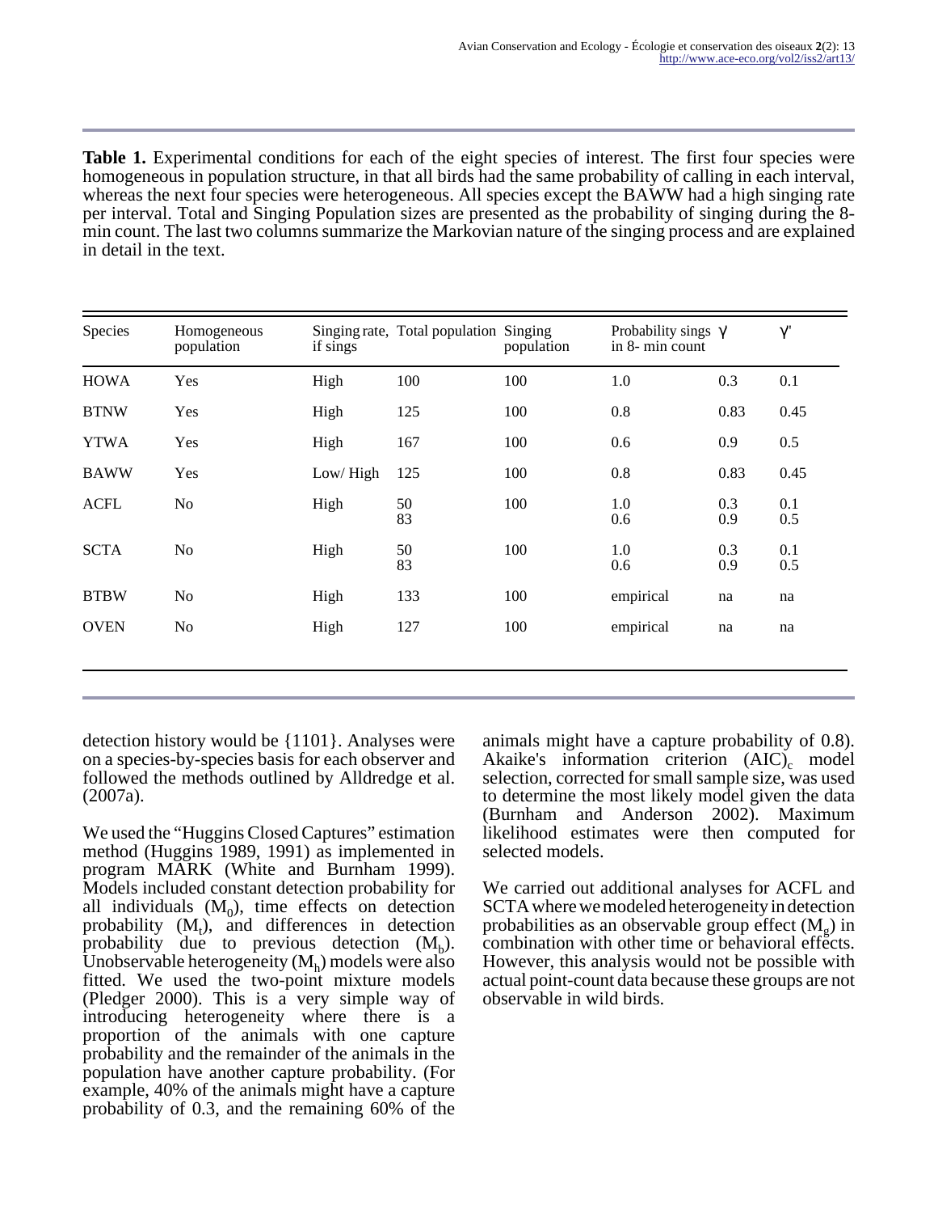**Table 1.** Experimental conditions for each of the eight species of interest. The first four species were homogeneous in population structure, in that all birds had the same probability of calling in each interval, whereas the next four species were heterogeneous. All species except the BAWW had a high singing rate per interval. Total and Singing Population sizes are presented as the probability of singing during the 8-min count. The last two columns summarize the Markovian nature of the singing process and are explained in detail in the text.

| Species | Homogeneous population | Singing rate, if sings | Total population | Singing population | Probability sings in 8- min count | $\gamma$ | $\gamma'$ |
|---|---|---|---|---|---|---|---|
| HOWA | Yes | High | 100 | 100 | 1.0 | 0.3 | 0.1 |
| BTNW | Yes | High | 125 | 100 | 0.8 | 0.83 | 0.45 |
| YTWA | Yes | High | 167 | 100 | 0.6 | 0.9 | 0.5 |
| BAWW | Yes | Low/ High | 125 | 100 | 0.8 | 0.83 | 0.45 |
| ACFL | No | High | 50<br>83 | 100 | 1.0<br>0.6 | 0.3<br>0.9 | 0.1<br>0.5 |
| SCTA | No | High | 50<br>83 | 100 | 1.0<br>0.6 | 0.3<br>0.9 | 0.1<br>0.5 |
| BTBW | No | High | 133 | 100 | empirical | na | na |
| OVEN | No | High | 127 | 100 | empirical | na | na |

detection history would be {1101}. Analyses were on a species-by-species basis for each observer and followed the methods outlined by Alldredge et al. (2007a).

We used the "Huggins Closed Captures" estimation method (Huggins 1989, 1991) as implemented in program MARK (White and Burnham 1999). Models included constant detection probability for all individuals ($M_0$), time effects on detection probability ($M_t$), and differences in detection probability due to previous detection ($M_b$). Unobservable heterogeneity ($M_h$) models were also fitted. We used the two-point mixture models (Pledger 2000). This is a very simple way of introducing heterogeneity where there is a proportion of the animals with one capture probability and the remainder of the animals in the population have another capture probability. (For example, 40% of the animals might have a capture probability of 0.3, and the remaining 60% of the animals might have a capture probability of 0.8). Akaike's information criterion $(AIC)_c$ model selection, corrected for small sample size, was used to determine the most likely model given the data (Burnham and Anderson 2002). Maximum likelihood estimates were then computed for selected models.

We carried out additional analyses for ACFL and SCTA where we modeled heterogeneity in detection probabilities as an observable group effect ($M_g$) in combination with other time or behavioral effects. However, this analysis would not be possible with actual point-count data because these groups are not observable in wild birds.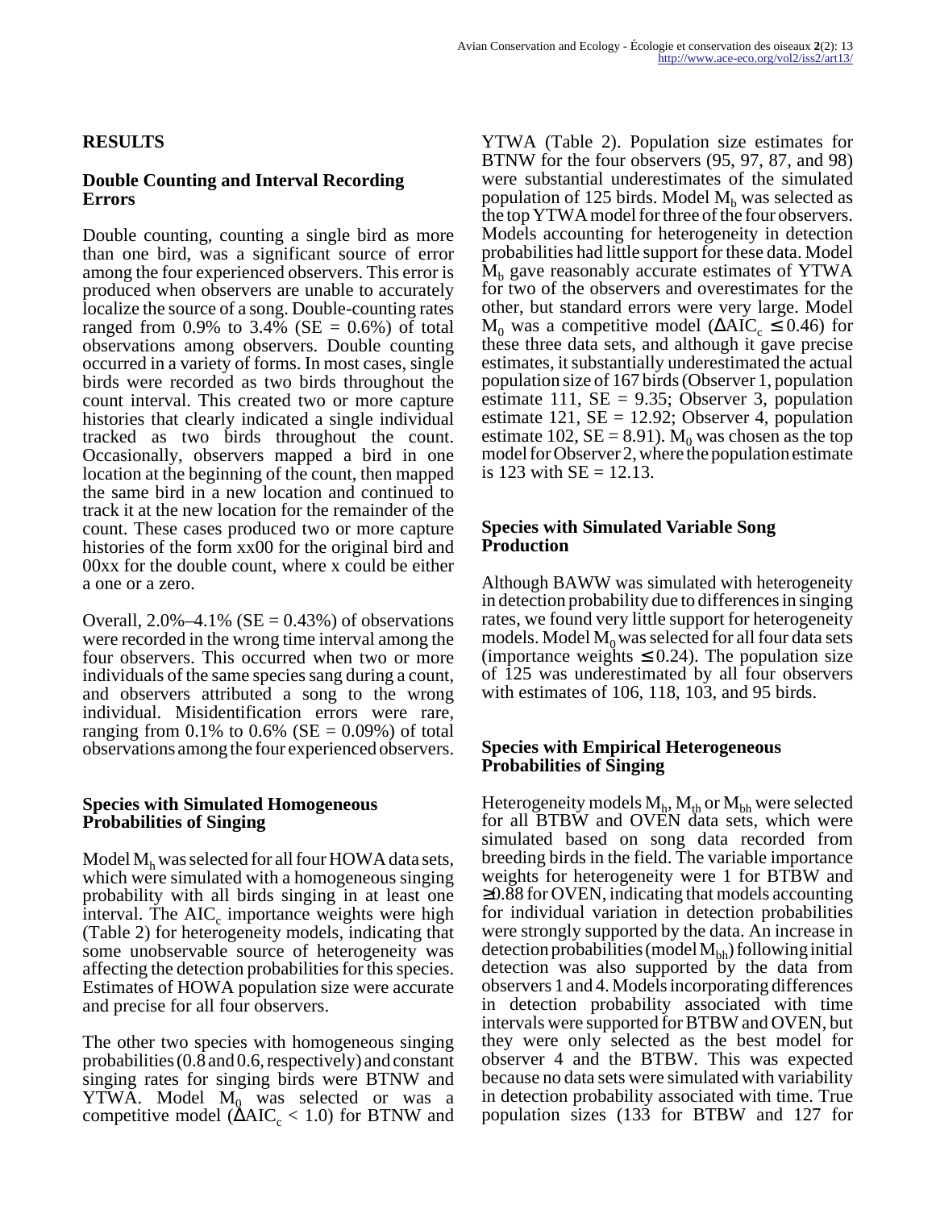## RESULTS

### Double Counting and Interval Recording Errors

Double counting, counting a single bird as more than one bird, was a significant source of error among the four experienced observers. This error is produced when observers are unable to accurately localize the source of a song. Double-counting rates ranged from 0.9% to 3.4% (SE = 0.6%) of total observations among observers. Double counting occurred in a variety of forms. In most cases, single birds were recorded as two birds throughout the count interval. This created two or more capture histories that clearly indicated a single individual tracked as two birds throughout the count. Occasionally, observers mapped a bird in one location at the beginning of the count, then mapped the same bird in a new location and continued to track it at the new location for the remainder of the count. These cases produced two or more capture histories of the form xx00 for the original bird and 00xx for the double count, where x could be either a one or a zero.

Overall, 2.0%–4.1% (SE = 0.43%) of observations were recorded in the wrong time interval among the four observers. This occurred when two or more individuals of the same species sang during a count, and observers attributed a song to the wrong individual. Misidentification errors were rare, ranging from 0.1% to 0.6% (SE = 0.09%) of total observations among the four experienced observers.

### Species with Simulated Homogeneous Probabilities of Singing

Model $M_h$ was selected for all four HOWA data sets, which were simulated with a homogeneous singing probability with all birds singing in at least one interval. The $AIC_c$ importance weights were high (Table 2) for heterogeneity models, indicating that some unobservable source of heterogeneity was affecting the detection probabilities for this species. Estimates of HOWA population size were accurate and precise for all four observers.

The other two species with homogeneous singing probabilities (0.8 and 0.6, respectively) and constant singing rates for singing birds were BTNW and YTWA. Model $M_0$ was selected or was a competitive model ($\Delta AIC_c < 1.0$) for BTNW and YTWA (Table 2). Population size estimates for BTNW for the four observers (95, 97, 87, and 98) were substantial underestimates of the simulated population of 125 birds. Model $M_b$ was selected as the top YTWA model for three of the four observers. Models accounting for heterogeneity in detection probabilities had little support for these data. Model $M_b$ gave reasonably accurate estimates of YTWA for two of the observers and overestimates for the other, but standard errors were very large. Model $M_0$ was a competitive model ($\Delta AIC_c \leq 0.46$) for these three data sets, and although it gave precise estimates, it substantially underestimated the actual population size of 167 birds (Observer 1, population estimate 111, SE = 9.35; Observer 3, population estimate 121, SE = 12.92; Observer 4, population estimate 102, SE = 8.91). $M_0$ was chosen as the top model for Observer 2, where the population estimate is 123 with SE = 12.13.

### Species with Simulated Variable Song Production

Although BAWW was simulated with heterogeneity in detection probability due to differences in singing rates, we found very little support for heterogeneity models. Model $M_0$ was selected for all four data sets (importance weights $\leq 0.24$). The population size of 125 was underestimated by all four observers with estimates of 106, 118, 103, and 95 birds.

### Species with Empirical Heterogeneous Probabilities of Singing

Heterogeneity models $M_h$, $M_{th}$ or $M_{bh}$ were selected for all BTBW and OVEN data sets, which were simulated based on song data recorded from breeding birds in the field. The variable importance weights for heterogeneity were 1 for BTBW and $\geq 0.88$ for OVEN, indicating that models accounting for individual variation in detection probabilities were strongly supported by the data. An increase in detection probabilities (model $M_{bh}$) following initial detection was also supported by the data from observers 1 and 4. Models incorporating differences in detection probability associated with time intervals were supported for BTBW and OVEN, but they were only selected as the best model for observer 4 and the BTBW. This was expected because no data sets were simulated with variability in detection probability associated with time. True population sizes (133 for BTBW and 127 for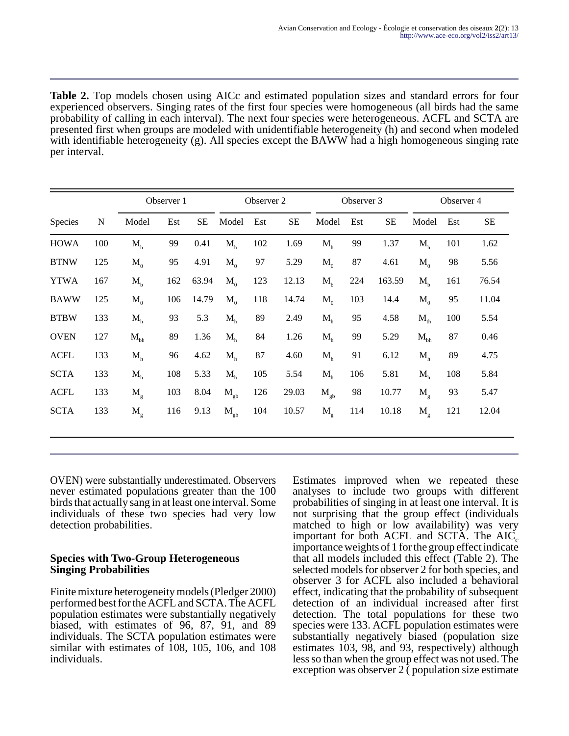**Table 2.** Top models chosen using AICc and estimated population sizes and standard errors for four experienced observers. Singing rates of the first four species were homogeneous (all birds had the same probability of calling in each interval). The next four species were heterogeneous. ACFL and SCTA are presented first when groups are modeled with unidentifiable heterogeneity (h) and second when modeled with identifiable heterogeneity (g). All species except the BAWW had a high homogeneous singing rate per interval.

| | | Observer 1 | | | Observer 2 | | | Observer 3 | | | Observer 4 | | |
|---|---|---|---|---|---|---|---|---|---|---|---|---|---|
| Species | N | Model | Est | SE | Model | Est | SE | Model | Est | SE | Model | Est | SE |
| HOWA | 100 | $M_h$ | 99 | 0.41 | $M_h$ | 102 | 1.69 | $M_h$ | 99 | 1.37 | $M_h$ | 101 | 1.62 |
| BTNW | 125 | $M_0$ | 95 | 4.91 | $M_0$ | 97 | 5.29 | $M_0$ | 87 | 4.61 | $M_0$ | 98 | 5.56 |
| YTWA | 167 | $M_b$ | 162 | 63.94 | $M_0$ | 123 | 12.13 | $M_b$ | 224 | 163.59 | $M_b$ | 161 | 76.54 |
| BAWW | 125 | $M_0$ | 106 | 14.79 | $M_0$ | 118 | 14.74 | $M_0$ | 103 | 14.4 | $M_0$ | 95 | 11.04 |
| BTBW | 133 | $M_h$ | 93 | 5.3 | $M_h$ | 89 | 2.49 | $M_h$ | 95 | 4.58 | $M_{th}$ | 100 | 5.54 |
| OVEN | 127 | $M_{bh}$ | 89 | 1.36 | $M_h$ | 84 | 1.26 | $M_h$ | 99 | 5.29 | $M_{bh}$ | 87 | 0.46 |
| ACFL | 133 | $M_h$ | 96 | 4.62 | $M_h$ | 87 | 4.60 | $M_h$ | 91 | 6.12 | $M_h$ | 89 | 4.75 |
| SCTA | 133 | $M_h$ | 108 | 5.33 | $M_h$ | 105 | 5.54 | $M_h$ | 106 | 5.81 | $M_h$ | 108 | 5.84 |
| ACFL | 133 | $M_g$ | 103 | 8.04 | $M_{gb}$ | 126 | 29.03 | $M_{gb}$ | 98 | 10.77 | $M_g$ | 93 | 5.47 |
| SCTA | 133 | $M_g$ | 116 | 9.13 | $M_{gb}$ | 104 | 10.57 | $M_g$ | 114 | 10.18 | $M_g$ | 121 | 12.04 |

OVEN) were substantially underestimated. Observers never estimated populations greater than the 100 birds that actually sang in at least one interval. Some individuals of these two species had very low detection probabilities.

### Species with Two-Group Heterogeneous Singing Probabilities

Finite mixture heterogeneity models (Pledger 2000) performed best for the ACFL and SCTA. The ACFL population estimates were substantially negatively biased, with estimates of 96, 87, 91, and 89 individuals. The SCTA population estimates were similar with estimates of 108, 105, 106, and 108 individuals.

Estimates improved when we repeated these analyses to include two groups with different probabilities of singing in at least one interval. It is not surprising that the group effect (individuals matched to high or low availability) was very important for both ACFL and SCTA. The $AIC_c$ importance weights of 1 for the group effect indicate that all models included this effect (Table 2). The selected models for observer 2 for both species, and observer 3 for ACFL also included a behavioral effect, indicating that the probability of subsequent detection of an individual increased after first detection. The total populations for these two species were 133. ACFL population estimates were substantially negatively biased (population size estimates 103, 98, and 93, respectively) although less so than when the group effect was not used. The exception was observer 2 ( population size estimate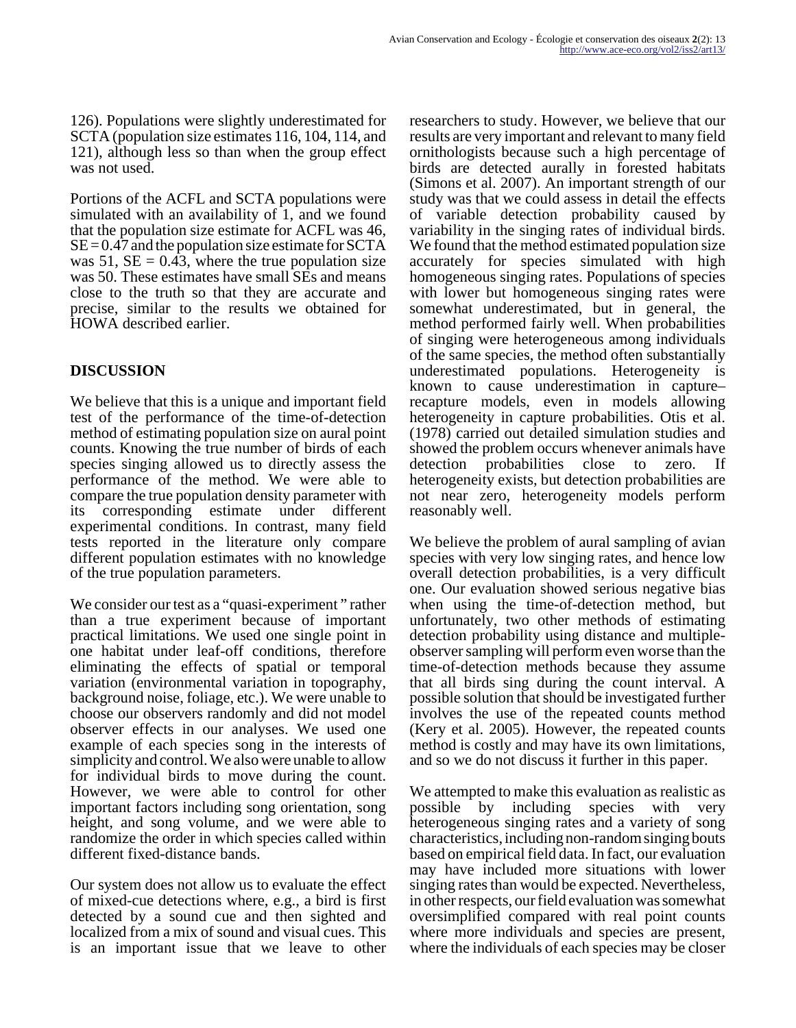126). Populations were slightly underestimated for SCTA (population size estimates 116, 104, 114, and 121), although less so than when the group effect was not used.

Portions of the ACFL and SCTA populations were simulated with an availability of 1, and we found that the population size estimate for ACFL was 46, SE = 0.47 and the population size estimate for SCTA was 51, SE = 0.43, where the true population size was 50. These estimates have small SEs and means close to the truth so that they are accurate and precise, similar to the results we obtained for HOWA described earlier.

## DISCUSSION

We believe that this is a unique and important field test of the performance of the time-of-detection method of estimating population size on aural point counts. Knowing the true number of birds of each species singing allowed us to directly assess the performance of the method. We were able to compare the true population density parameter with its corresponding estimate under different experimental conditions. In contrast, many field tests reported in the literature only compare different population estimates with no knowledge of the true population parameters.

We consider our test as a "quasi-experiment " rather than a true experiment because of important practical limitations. We used one single point in one habitat under leaf-off conditions, therefore eliminating the effects of spatial or temporal variation (environmental variation in topography, background noise, foliage, etc.). We were unable to choose our observers randomly and did not model observer effects in our analyses. We used one example of each species song in the interests of simplicity and control. We also were unable to allow for individual birds to move during the count. However, we were able to control for other important factors including song orientation, song height, and song volume, and we were able to randomize the order in which species called within different fixed-distance bands.

Our system does not allow us to evaluate the effect of mixed-cue detections where, e.g., a bird is first detected by a sound cue and then sighted and localized from a mix of sound and visual cues. This is an important issue that we leave to other researchers to study. However, we believe that our results are very important and relevant to many field ornithologists because such a high percentage of birds are detected aurally in forested habitats (Simons et al. 2007). An important strength of our study was that we could assess in detail the effects of variable detection probability caused by variability in the singing rates of individual birds. We found that the method estimated population size accurately for species simulated with high homogeneous singing rates. Populations of species with lower but homogeneous singing rates were somewhat underestimated, but in general, the method performed fairly well. When probabilities of singing were heterogeneous among individuals of the same species, the method often substantially underestimated populations. Heterogeneity is known to cause underestimation in capture–recapture models, even in models allowing heterogeneity in capture probabilities. Otis et al. (1978) carried out detailed simulation studies and showed the problem occurs whenever animals have detection probabilities close to zero. If heterogeneity exists, but detection probabilities are not near zero, heterogeneity models perform reasonably well.

We believe the problem of aural sampling of avian species with very low singing rates, and hence low overall detection probabilities, is a very difficult one. Our evaluation showed serious negative bias when using the time-of-detection method, but unfortunately, two other methods of estimating detection probability using distance and multiple-observer sampling will perform even worse than the time-of-detection methods because they assume that all birds sing during the count interval. A possible solution that should be investigated further involves the use of the repeated counts method (Kery et al. 2005). However, the repeated counts method is costly and may have its own limitations, and so we do not discuss it further in this paper.

We attempted to make this evaluation as realistic as possible by including species with very heterogeneous singing rates and a variety of song characteristics, including non-random singing bouts based on empirical field data. In fact, our evaluation may have included more situations with lower singing rates than would be expected. Nevertheless, in other respects, our field evaluation was somewhat oversimplified compared with real point counts where more individuals and species are present, where the individuals of each species may be closer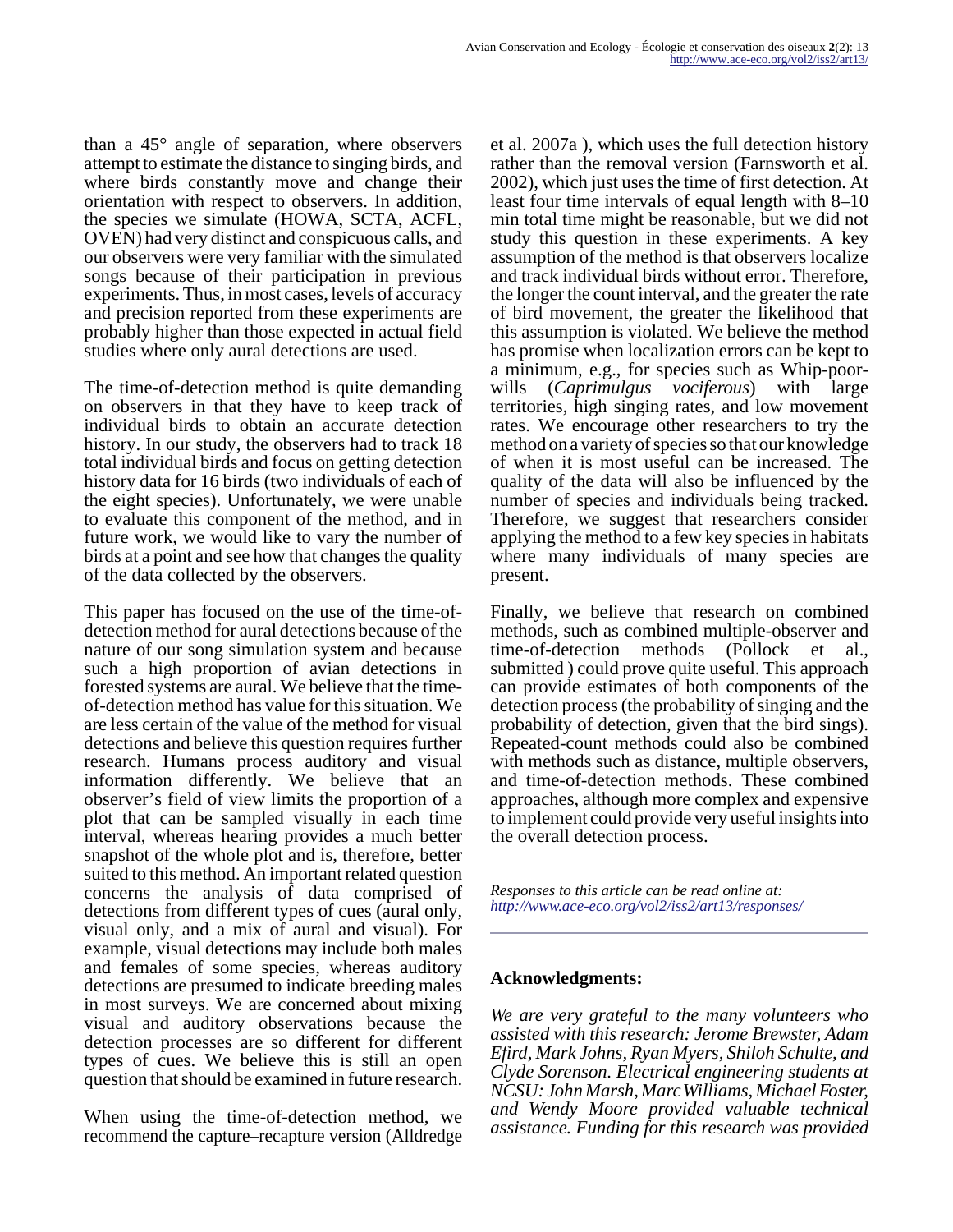than a 45° angle of separation, where observers attempt to estimate the distance to singing birds, and where birds constantly move and change their orientation with respect to observers. In addition, the species we simulate (HOWA, SCTA, ACFL, OVEN) had very distinct and conspicuous calls, and our observers were very familiar with the simulated songs because of their participation in previous experiments. Thus, in most cases, levels of accuracy and precision reported from these experiments are probably higher than those expected in actual field studies where only aural detections are used.

The time-of-detection method is quite demanding on observers in that they have to keep track of individual birds to obtain an accurate detection history. In our study, the observers had to track 18 total individual birds and focus on getting detection history data for 16 birds (two individuals of each of the eight species). Unfortunately, we were unable to evaluate this component of the method, and in future work, we would like to vary the number of birds at a point and see how that changes the quality of the data collected by the observers.

This paper has focused on the use of the time-of-detection method for aural detections because of the nature of our song simulation system and because such a high proportion of avian detections in forested systems are aural. We believe that the time-of-detection method has value for this situation. We are less certain of the value of the method for visual detections and believe this question requires further research. Humans process auditory and visual information differently. We believe that an observer's field of view limits the proportion of a plot that can be sampled visually in each time interval, whereas hearing provides a much better snapshot of the whole plot and is, therefore, better suited to this method. An important related question concerns the analysis of data comprised of detections from different types of cues (aural only, visual only, and a mix of aural and visual). For example, visual detections may include both males and females of some species, whereas auditory detections are presumed to indicate breeding males in most surveys. We are concerned about mixing visual and auditory observations because the detection processes are so different for different types of cues. We believe this is still an open question that should be examined in future research.

When using the time-of-detection method, we recommend the capture–recapture version (Alldredge et al. 2007a ), which uses the full detection history rather than the removal version (Farnsworth et al. 2002), which just uses the time of first detection. At least four time intervals of equal length with 8–10 min total time might be reasonable, but we did not study this question in these experiments. A key assumption of the method is that observers localize and track individual birds without error. Therefore, the longer the count interval, and the greater the rate of bird movement, the greater the likelihood that this assumption is violated. We believe the method has promise when localization errors can be kept to a minimum, e.g., for species such as Whip-poor-wills (*Caprimulgus vociferous*) with large territories, high singing rates, and low movement rates. We encourage other researchers to try the method on a variety of species so that our knowledge of when it is most useful can be increased. The quality of the data will also be influenced by the number of species and individuals being tracked. Therefore, we suggest that researchers consider applying the method to a few key species in habitats where many individuals of many species are present.

Finally, we believe that research on combined methods, such as combined multiple-observer and time-of-detection methods (Pollock et al., submitted ) could prove quite useful. This approach can provide estimates of both components of the detection process (the probability of singing and the probability of detection, given that the bird sings). Repeated-count methods could also be combined with methods such as distance, multiple observers, and time-of-detection methods. These combined approaches, although more complex and expensive to implement could provide very useful insights into the overall detection process.

*Responses to this article can be read online at:* *http://www.ace-eco.org/vol2/iss2/art13/responses/*

---

## Acknowledgments:

*We are very grateful to the many volunteers who assisted with this research: Jerome Brewster, Adam Efird, Mark Johns, Ryan Myers, Shiloh Schulte, and Clyde Sorenson. Electrical engineering students at NCSU: John Marsh, Marc Williams, Michael Foster, and Wendy Moore provided valuable technical assistance. Funding for this research was provided*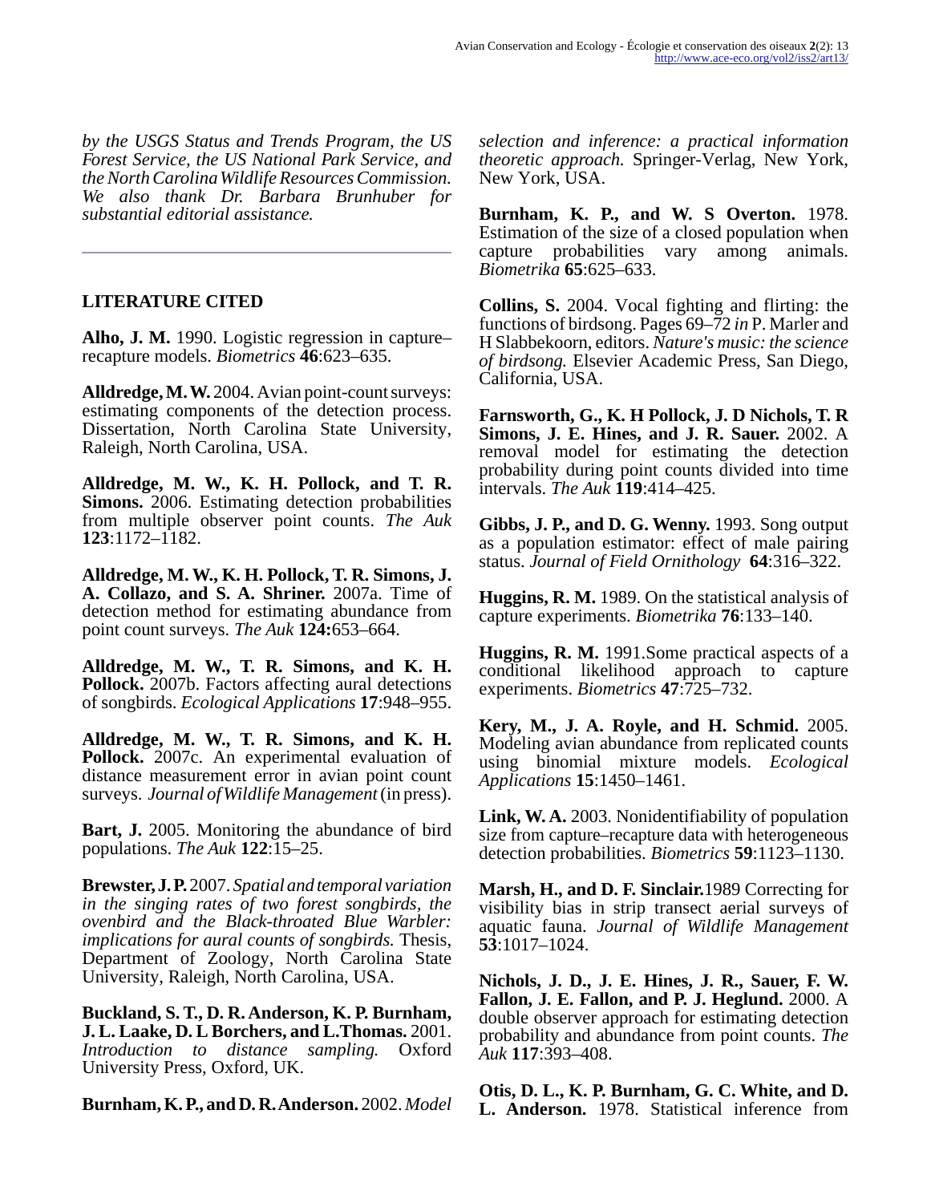*by the USGS Status and Trends Program, the US Forest Service, the US National Park Service, and the North Carolina Wildlife Resources Commission. We also thank Dr. Barbara Brunhuber for substantial editorial assistance.*

## LITERATURE CITED

**Alho, J. M.** 1990. Logistic regression in capture–recapture models. *Biometrics* **46**:623–635.

**Alldredge, M. W.** 2004. Avian point-count surveys: estimating components of the detection process. Dissertation, North Carolina State University, Raleigh, North Carolina, USA.

**Alldredge, M. W., K. H. Pollock, and T. R. Simons.** 2006. Estimating detection probabilities from multiple observer point counts. *The Auk* **123**:1172–1182.

**Alldredge, M. W., K. H. Pollock, T. R. Simons, J. A. Collazo, and S. A. Shriner.** 2007a. Time of detection method for estimating abundance from point count surveys. *The Auk* **124:**653–664.

**Alldredge, M. W., T. R. Simons, and K. H. Pollock.** 2007b. Factors affecting aural detections of songbirds. *Ecological Applications* **17**:948–955.

**Alldredge, M. W., T. R. Simons, and K. H. Pollock.** 2007c. An experimental evaluation of distance measurement error in avian point count surveys. *Journal of Wildlife Management* (in press).

**Bart, J.** 2005. Monitoring the abundance of bird populations. *The Auk* **122**:15–25.

**Brewster, J. P.** 2007. *Spatial and temporal variation in the singing rates of two forest songbirds, the ovenbird and the Black-throated Blue Warbler: implications for aural counts of songbirds.* Thesis, Department of Zoology, North Carolina State University, Raleigh, North Carolina, USA.

**Buckland, S. T., D. R. Anderson, K. P. Burnham, J. L. Laake, D. L Borchers, and L.Thomas.** 2001. *Introduction to distance sampling.* Oxford University Press, Oxford, UK.

**Burnham, K. P., and D. R. Anderson.** 2002. *Model selection and inference: a practical information theoretic approach.* Springer-Verlag, New York, New York, USA.

**Burnham, K. P., and W. S Overton.** 1978. Estimation of the size of a closed population when capture probabilities vary among animals. *Biometrika* **65**:625–633.

**Collins, S.** 2004. Vocal fighting and flirting: the functions of birdsong. Pages 69–72 *in* P. Marler and H Slabbekoorn, editors. *Nature's music: the science of birdsong.* Elsevier Academic Press, San Diego, California, USA.

**Farnsworth, G., K. H Pollock, J. D Nichols, T. R Simons, J. E. Hines, and J. R. Sauer.** 2002. A removal model for estimating the detection probability during point counts divided into time intervals. *The Auk* **119**:414–425.

**Gibbs, J. P., and D. G. Wenny.** 1993. Song output as a population estimator: effect of male pairing status. *Journal of Field Ornithology* **64**:316–322.

**Huggins, R. M.** 1989. On the statistical analysis of capture experiments. *Biometrika* **76**:133–140.

**Huggins, R. M.** 1991.Some practical aspects of a conditional likelihood approach to capture experiments. *Biometrics* **47**:725–732.

**Kery, M., J. A. Royle, and H. Schmid.** 2005. Modeling avian abundance from replicated counts using binomial mixture models. *Ecological Applications* **15**:1450–1461.

**Link, W. A.** 2003. Nonidentifiability of population size from capture–recapture data with heterogeneous detection probabilities. *Biometrics* **59**:1123–1130.

**Marsh, H., and D. F. Sinclair.**1989 Correcting for visibility bias in strip transect aerial surveys of aquatic fauna. *Journal of Wildlife Management* **53**:1017–1024.

**Nichols, J. D., J. E. Hines, J. R., Sauer, F. W. Fallon, J. E. Fallon, and P. J. Heglund.** 2000. A double observer approach for estimating detection probability and abundance from point counts. *The Auk* **117**:393–408.

**Otis, D. L., K. P. Burnham, G. C. White, and D. L. Anderson.** 1978. Statistical inference from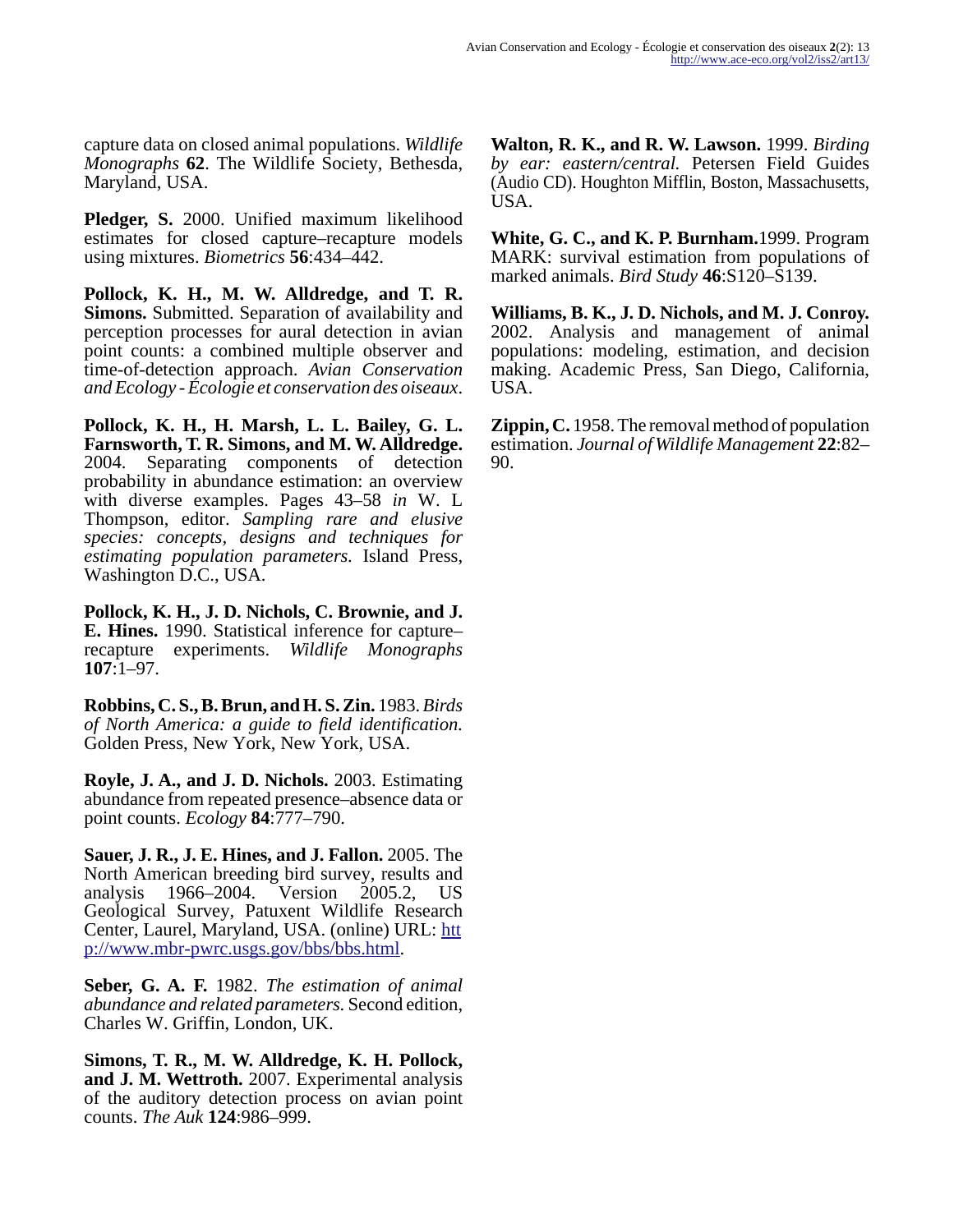capture data on closed animal populations. *Wildlife Monographs* **62**. The Wildlife Society, Bethesda, Maryland, USA.

**Pledger, S.** 2000. Unified maximum likelihood estimates for closed capture–recapture models using mixtures. *Biometrics* **56**:434–442.

**Pollock, K. H., M. W. Alldredge, and T. R. Simons.** Submitted. Separation of availability and perception processes for aural detection in avian point counts: a combined multiple observer and time-of-detection approach. *Avian Conservation and Ecology - Écologie et conservation des oiseaux*.

**Pollock, K. H., H. Marsh, L. L. Bailey, G. L. Farnsworth, T. R. Simons, and M. W. Alldredge.** 2004. Separating components of detection probability in abundance estimation: an overview with diverse examples. Pages 43–58 *in* W. L Thompson, editor. *Sampling rare and elusive species: concepts, designs and techniques for estimating population parameters.* Island Press, Washington D.C., USA.

**Pollock, K. H., J. D. Nichols, C. Brownie, and J. E. Hines.** 1990. Statistical inference for capture–recapture experiments. *Wildlife Monographs* **107**:1–97.

**Robbins, C. S., B. Brun, and H. S. Zin.** 1983. *Birds of North America: a guide to field identification.* Golden Press, New York, New York, USA.

**Royle, J. A., and J. D. Nichols.** 2003. Estimating abundance from repeated presence–absence data or point counts. *Ecology* **84**:777–790.

**Sauer, J. R., J. E. Hines, and J. Fallon.** 2005. The North American breeding bird survey, results and analysis 1966–2004. Version 2005.2, US Geological Survey, Patuxent Wildlife Research Center, Laurel, Maryland, USA. (online) URL: http://www.mbr-pwrc.usgs.gov/bbs/bbs.html.

**Seber, G. A. F.** 1982. *The estimation of animal abundance and related parameters.* Second edition, Charles W. Griffin, London, UK.

**Simons, T. R., M. W. Alldredge, K. H. Pollock, and J. M. Wettroth.** 2007. Experimental analysis of the auditory detection process on avian point counts. *The Auk* **124**:986–999.

**Walton, R. K., and R. W. Lawson.** 1999. *Birding by ear: eastern/central.* Petersen Field Guides (Audio CD). Houghton Mifflin, Boston, Massachusetts, USA.

**White, G. C., and K. P. Burnham.**1999. Program MARK: survival estimation from populations of marked animals. *Bird Study* **46**:S120–S139.

**Williams, B. K., J. D. Nichols, and M. J. Conroy.** 2002. Analysis and management of animal populations: modeling, estimation, and decision making. Academic Press, San Diego, California, USA.

**Zippin, C.** 1958. The removal method of population estimation. *Journal of Wildlife Management* **22**:82–90.